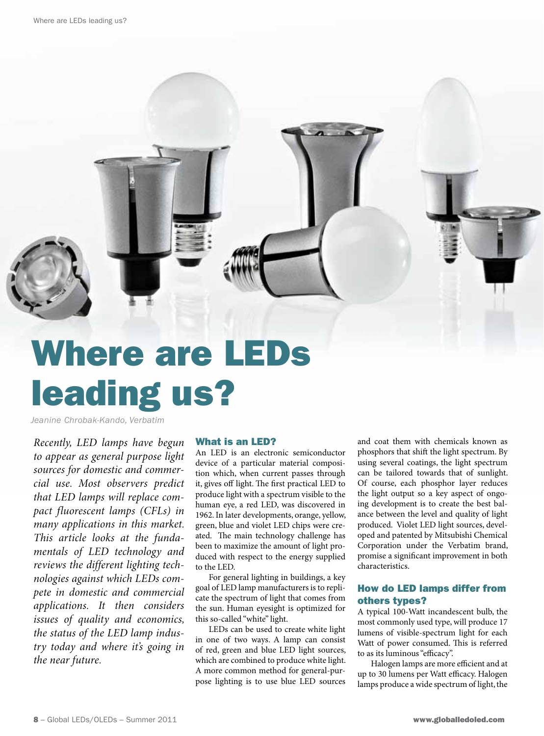# Where are LEDs leading us?

*Jeanine Chrobak-Kando, Verbatim*

*Recently, LED lamps have begun to appear as general purpose light sources for domestic and commercial use. Most observers predict that LED lamps will replace compact fluorescent lamps (CFLs) in many applications in this market. This article looks at the fundamentals of LED technology and reviews the different lighting technologies against which LEDs compete in domestic and commercial applications. It then considers issues of quality and economics, the status of the LED lamp industry today and where it's going in the near future.*

## What is an LED?

An LED is an electronic semiconductor device of a particular material composition which, when current passes through it, gives off light. The first practical LED to produce light with a spectrum visible to the human eye, a red LED, was discovered in 1962. In later developments, orange, yellow, green, blue and violet LED chips were created. The main technology challenge has been to maximize the amount of light produced with respect to the energy supplied to the LED.

For general lighting in buildings, a key goal of LED lamp manufacturers is to replicate the spectrum of light that comes from the sun. Human eyesight is optimized for this so-called "white" light.

LEDs can be used to create white light in one of two ways. A lamp can consist of red, green and blue LED light sources, which are combined to produce white light. A more common method for general-purpose lighting is to use blue LED sources and coat them with chemicals known as phosphors that shift the light spectrum. By using several coatings, the light spectrum can be tailored towards that of sunlight. Of course, each phosphor layer reduces the light output so a key aspect of ongoing development is to create the best balance between the level and quality of light produced. Violet LED light sources, developed and patented by Mitsubishi Chemical Corporation under the Verbatim brand, promise a significant improvement in both characteristics.

## How do LED lamps differ from others types?

A typical 100-Watt incandescent bulb, the most commonly used type, will produce 17 lumens of visible-spectrum light for each Watt of power consumed. This is referred to as its luminous "efficacy".

Halogen lamps are more efficient and at up to 30 lumens per Watt efficacy. Halogen lamps produce a wide spectrum of light, the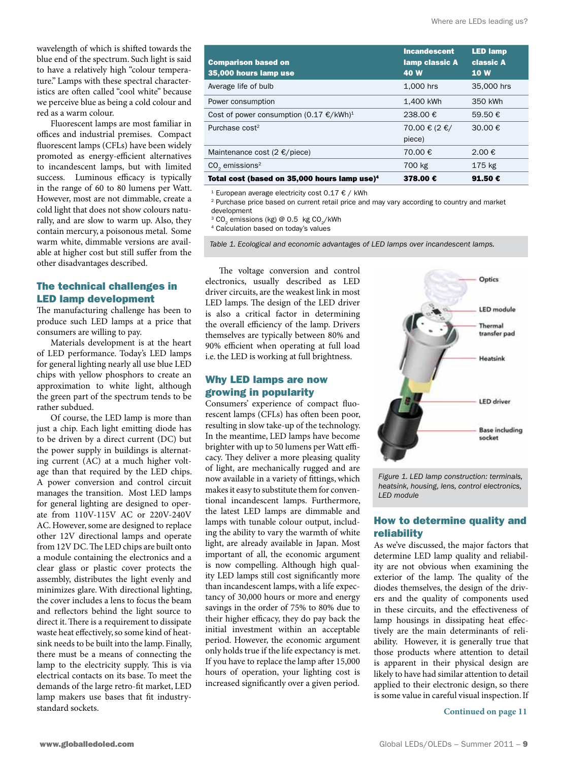wavelength of which is shifted towards the blue end of the spectrum. Such light is said to have a relatively high "colour temperature." Lamps with these spectral characteristics are often called "cool white" because we perceive blue as being a cold colour and red as a warm colour.

Fluorescent lamps are most familiar in offices and industrial premises. Compact fluorescent lamps (CFLs) have been widely promoted as energy-efficient alternatives to incandescent lamps, but with limited success. Luminous efficacy is typically in the range of 60 to 80 lumens per Watt. However, most are not dimmable, create a cold light that does not show colours naturally, and are slow to warm up. Also, they contain mercury, a poisonous metal. Some warm white, dimmable versions are available at higher cost but still suffer from the other disadvantages described.

## The technical challenges in LED lamp development

The manufacturing challenge has been to produce such LED lamps at a price that consumers are willing to pay.

Materials development is at the heart of LED performance. Today's LED lamps for general lighting nearly all use blue LED chips with yellow phosphors to create an approximation to white light, although the green part of the spectrum tends to be rather subdued.

Of course, the LED lamp is more than just a chip. Each light emitting diode has to be driven by a direct current (DC) but the power supply in buildings is alternating current (AC) at a much higher voltage than that required by the LED chips. A power conversion and control circuit manages the transition. Most LED lamps for general lighting are designed to operate from 110V-115V AC or 220V-240V AC. However, some are designed to replace other 12V directional lamps and operate from 12V DC. The LED chips are built onto a module containing the electronics and a clear glass or plastic cover protects the assembly, distributes the light evenly and minimizes glare. With directional lighting, the cover includes a lens to focus the beam and reflectors behind the light source to direct it. There is a requirement to dissipate waste heat effectively, so some kind of heatsink needs to be built into the lamp. Finally, there must be a means of connecting the lamp to the electricity supply. This is via electrical contacts on its base. To meet the demands of the large retro-fit market, LED lamp makers use bases that fit industry-standard sockets.

| Comparison based on 35,000 hours lamp use | Incandescent lamp classic A 40 W | LED lamp classic A 10 W |
|---|---|---|
| Average life of bulb | 1,000 hrs | 35,000 hrs |
| Power consumption | 1,400 kWh | 350 kWh |
| Cost of power consumption (0.17 €/kWh)[1] | 238.00 € | 59.50 € |
| Purchase cost[2] | 70.00 € (2 €/piece) | 30.00 € |
| Maintenance cost (2 €/piece) | 70.00 € | 2.00 € |
| $CO_2$ emissions[2] | 700 kg | 175 kg |
| **Total cost (based on 35,000 hours lamp use)[4]** | **378.00 €** | **91.50 €** |

[1] European average electricity cost 0.17 € / kWh
[2] Purchase price based on current retail price and may vary according to country and market development
[3] $CO_2$ emissions (kg) @ 0.5 kg $CO_2$/kWh
[4] Calculation based on today's values

*Table 1. Ecological and economic advantages of LED lamps over incandescent lamps.*

The voltage conversion and control electronics, usually described as LED driver circuits, are the weakest link in most LED lamps. The design of the LED driver is also a critical factor in determining the overall efficiency of the lamp. Drivers themselves are typically between 80% and 90% efficient when operating at full load i.e. the LED is working at full brightness.

## Why LED lamps are now growing in popularity

Consumers' experience of compact fluorescent lamps (CFLs) has often been poor, resulting in slow take-up of the technology. In the meantime, LED lamps have become brighter with up to 50 lumens per Watt efficacy. They deliver a more pleasing quality of light, are mechanically rugged and are now available in a variety of fittings, which makes it easy to substitute them for conventional incandescent lamps. Furthermore, the latest LED lamps are dimmable and lamps with tunable colour output, including the ability to vary the warmth of white light, are already available in Japan. Most important of all, the economic argument is now compelling. Although high quality LED lamps still cost significantly more than incandescent lamps, with a life expectancy of 30,000 hours or more and energy savings in the order of 75% to 80% due to their higher efficacy, they do pay back the initial investment within an acceptable period. However, the economic argument only holds true if the life expectancy is met. If you have to replace the lamp after 15,000 hours of operation, your lighting cost is increased significantly over a given period.

Optics
LED module
Thermal transfer pad
Heatsink
LED driver
Base including socket

*Figure 1. LED lamp construction: terminals, heatsink, housing, lens, control electronics, LED module*

## How to determine quality and reliability

As we've discussed, the major factors that determine LED lamp quality and reliability are not obvious when examining the exterior of the lamp. The quality of the diodes themselves, the design of the drivers and the quality of components used in these circuits, and the effectiveness of lamp housings in dissipating heat effectively are the main determinants of reliability. However, it is generally true that those products where attention to detail is apparent in their physical design are likely to have had similar attention to detail applied to their electronic design, so there is some value in careful visual inspection. If

**Continued on page 11**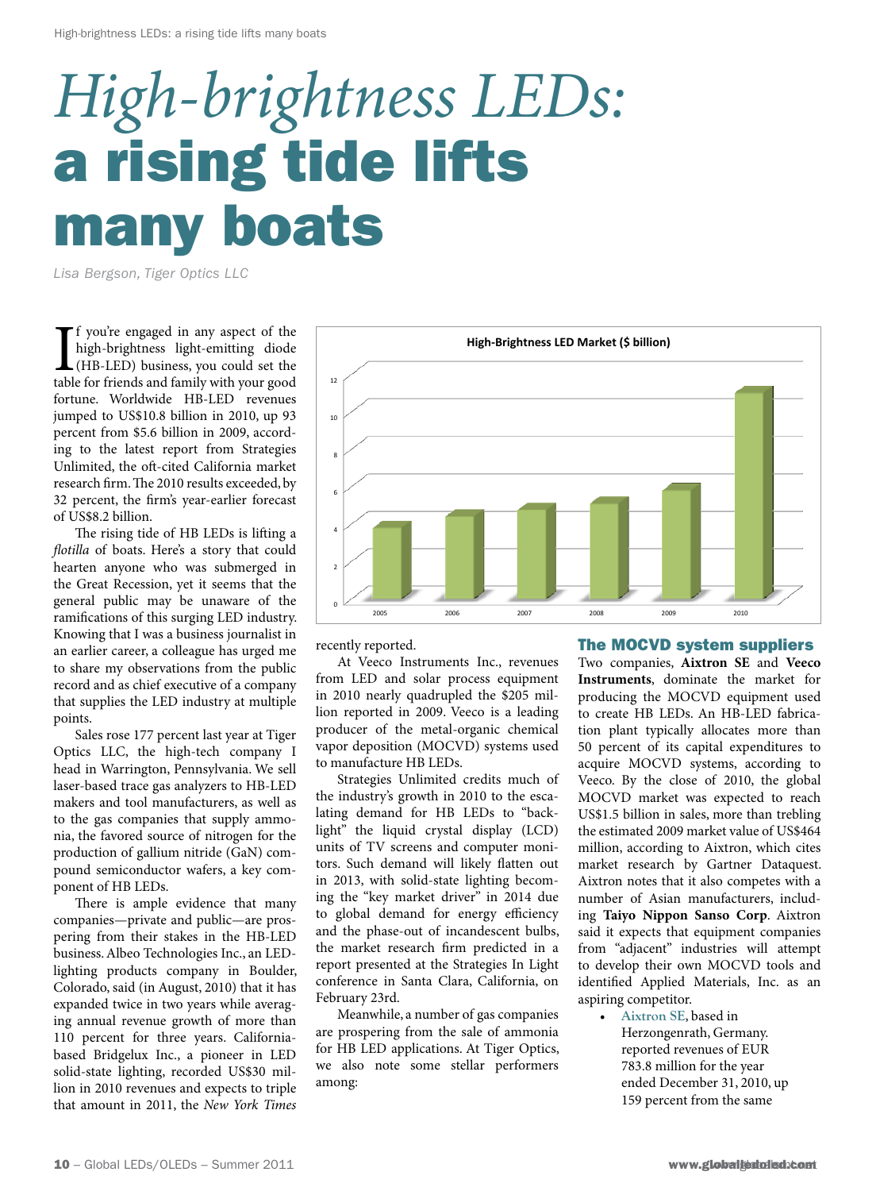# *High-brightness LEDs:* a rising tide lifts many boats

*Lisa Bergson, Tiger Optics LLC*

If you're engaged in any aspect of the high-brightness light-emitting diode (HB-LED) business, you could set the table for friends and family with your good fortune. Worldwide HB-LED revenues jumped to US$10.8 billion in 2010, up 93 percent from $5.6 billion in 2009, according to the latest report from Strategies Unlimited, the oft-cited California market research firm. The 2010 results exceeded, by 32 percent, the firm's year-earlier forecast of US$8.2 billion.

The rising tide of HB LEDs is lifting a *flotilla* of boats. Here's a story that could hearten anyone who was submerged in the Great Recession, yet it seems that the general public may be unaware of the ramifications of this surging LED industry. Knowing that I was a business journalist in an earlier career, a colleague has urged me to share my observations from the public record and as chief executive of a company that supplies the LED industry at multiple points.

Sales rose 177 percent last year at Tiger Optics LLC, the high-tech company I head in Warrington, Pennsylvania. We sell laser-based trace gas analyzers to HB-LED makers and tool manufacturers, as well as to the gas companies that supply ammonia, the favored source of nitrogen for the production of gallium nitride (GaN) compound semiconductor wafers, a key component of HB LEDs.

There is ample evidence that many companies—private and public—are prospering from their stakes in the HB-LED business. Albeo Technologies Inc., an LED-lighting products company in Boulder, Colorado, said (in August, 2010) that it has expanded twice in two years while averaging annual revenue growth of more than 110 percent for three years. California-based Bridgelux Inc., a pioneer in LED solid-state lighting, recorded US$30 million in 2010 revenues and expects to triple that amount in 2011, the *New York Times* recently reported.

**High-Brightness LED Market ($ billion)**

| Year | $ billion |
|---|---|
| 2005 | ~3.8 |
| 2006 | ~4.4 |
| 2007 | ~4.8 |
| 2008 | ~5.1 |
| 2009 | ~5.7 |
| 2010 | ~11 |

At Veeco Instruments Inc., revenues from LED and solar process equipment in 2010 nearly quadrupled the $205 million reported in 2009. Veeco is a leading producer of the metal-organic chemical vapor deposition (MOCVD) systems used to manufacture HB LEDs.

Strategies Unlimited credits much of the industry's growth in 2010 to the escalating demand for HB LEDs to "backlight" the liquid crystal display (LCD) units of TV screens and computer monitors. Such demand will likely flatten out in 2013, with solid-state lighting becoming the "key market driver" in 2014 due to global demand for energy efficiency and the phase-out of incandescent bulbs, the market research firm predicted in a report presented at the Strategies In Light conference in Santa Clara, California, on February 23rd.

Meanwhile, a number of gas companies are prospering from the sale of ammonia for HB LED applications. At Tiger Optics, we also note some stellar performers among:

## The MOCVD system suppliers

Two companies, **Aixtron SE** and **Veeco Instruments**, dominate the market for producing the MOCVD equipment used to create HB LEDs. An HB-LED fabrication plant typically allocates more than 50 percent of its capital expenditures to acquire MOCVD systems, according to Veeco. By the close of 2010, the global MOCVD market was expected to reach US$1.5 billion in sales, more than trebling the estimated 2009 market value of US$464 million, according to Aixtron, which cites market research by Gartner Dataquest. Aixtron notes that it also competes with a number of Asian manufacturers, including **Taiyo Nippon Sanso Corp**. Aixtron said it expects that equipment companies from "adjacent" industries will attempt to develop their own MOCVD tools and identified Applied Materials, Inc. as an aspiring competitor.

- Aixtron SE, based in Herzongenrath, Germany. reported revenues of EUR 783.8 million for the year ended December 31, 2010, up 159 percent from the same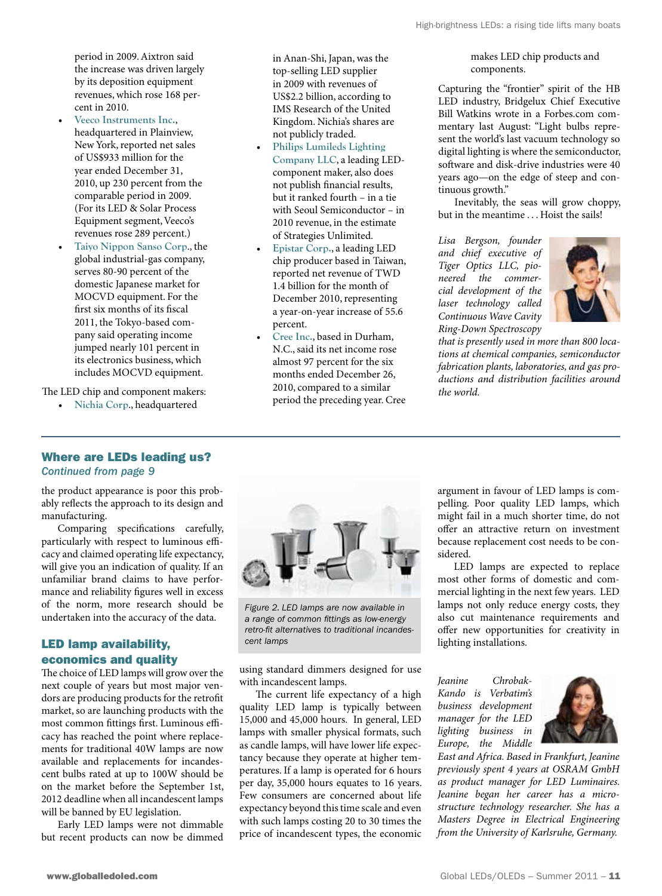period in 2009. Aixtron said the increase was driven largely by its deposition equipment revenues, which rose 168 percent in 2010.

- **Veeco Instruments Inc.**, headquartered in Plainview, New York, reported net sales of US$933 million for the year ended December 31, 2010, up 230 percent from the comparable period in 2009. (For its LED & Solar Process Equipment segment, Veeco's revenues rose 289 percent.)
- **Taiyo Nippon Sanso Corp.**, the global industrial-gas company, serves 80-90 percent of the domestic Japanese market for MOCVD equipment. For the first six months of its fiscal 2011, the Tokyo-based company said operating income jumped nearly 101 percent in its electronics business, which includes MOCVD equipment.

The LED chip and component makers:

- **Nichia Corp.**, headquartered in Anan-Shi, Japan, was the top-selling LED supplier in 2009 with revenues of US$2.2 billion, according to IMS Research of the United Kingdom. Nichia's shares are not publicly traded.
- **Philips Lumileds Lighting Company LLC**, a leading LED-component maker, also does not publish financial results, but it ranked fourth – in a tie with Seoul Semiconductor – in 2010 revenue, in the estimate of Strategies Unlimited.
- **Epistar Corp.**, a leading LED chip producer based in Taiwan, reported net revenue of TWD 1.4 billion for the month of December 2010, representing a year-on-year increase of 55.6 percent.
- **Cree Inc.**, based in Durham, N.C., said its net income rose almost 97 percent for the six months ended December 26, 2010, compared to a similar period the preceding year. Cree makes LED chip products and components.

Capturing the "frontier" spirit of the HB LED industry, Bridgelux Chief Executive Bill Watkins wrote in a Forbes.com commentary last August: "Light bulbs represent the world's last vacuum technology so digital lighting is where the semiconductor, software and disk-drive industries were 40 years ago—on the edge of steep and continuous growth."

Inevitably, the seas will grow choppy, but in the meantime . . . Hoist the sails!

*Lisa Bergson, founder and chief executive of Tiger Optics LLC, pioneered the commercial development of the laser technology called Continuous Wave Cavity Ring-Down Spectroscopy that is presently used in more than 800 locations at chemical companies, semiconductor fabrication plants, laboratories, and gas productions and distribution facilities around the world.*

## Where are LEDs leading us?

*Continued from page 9*

the product appearance is poor this probably reflects the approach to its design and manufacturing.

Comparing specifications carefully, particularly with respect to luminous efficacy and claimed operating life expectancy, will give you an indication of quality. If an unfamiliar brand claims to have performance and reliability figures well in excess of the norm, more research should be undertaken into the accuracy of the data.

### LED lamp availability, economics and quality

The choice of LED lamps will grow over the next couple of years but most major vendors are producing products for the retrofit market, so are launching products with the most common fittings first. Luminous efficacy has reached the point where replacements for traditional 40W lamps are now available and replacements for incandescent bulbs rated at up to 100W should be on the market before the September 1st, 2012 deadline when all incandescent lamps will be banned by EU legislation.

Early LED lamps were not dimmable but recent products can now be dimmed using standard dimmers designed for use with incandescent lamps.

*Figure 2. LED lamps are now available in a range of common fittings as low-energy retro-fit alternatives to traditional incandescent lamps*

The current life expectancy of a high quality LED lamp is typically between 15,000 and 45,000 hours. In general, LED lamps with smaller physical formats, such as candle lamps, will have lower life expectancy because they operate at higher temperatures. If a lamp is operated for 6 hours per day, 35,000 hours equates to 16 years. Few consumers are concerned about life expectancy beyond this time scale and even with such lamps costing 20 to 30 times the price of incandescent types, the economic argument in favour of LED lamps is compelling. Poor quality LED lamps, which might fail in a much shorter time, do not offer an attractive return on investment because replacement cost needs to be considered.

LED lamps are expected to replace most other forms of domestic and commercial lighting in the next few years. LED lamps not only reduce energy costs, they also cut maintenance requirements and offer new opportunities for creativity in lighting installations.

*Jeanine Chrobak-Kando is Verbatim's business development manager for the LED lighting business in Europe, the Middle East and Africa. Based in Frankfurt, Jeanine previously spent 4 years at OSRAM GmbH as product manager for LED Luminaires. Jeanine began her career has a microstructure technology researcher. She has a Masters Degree in Electrical Engineering from the University of Karlsruhe, Germany.*